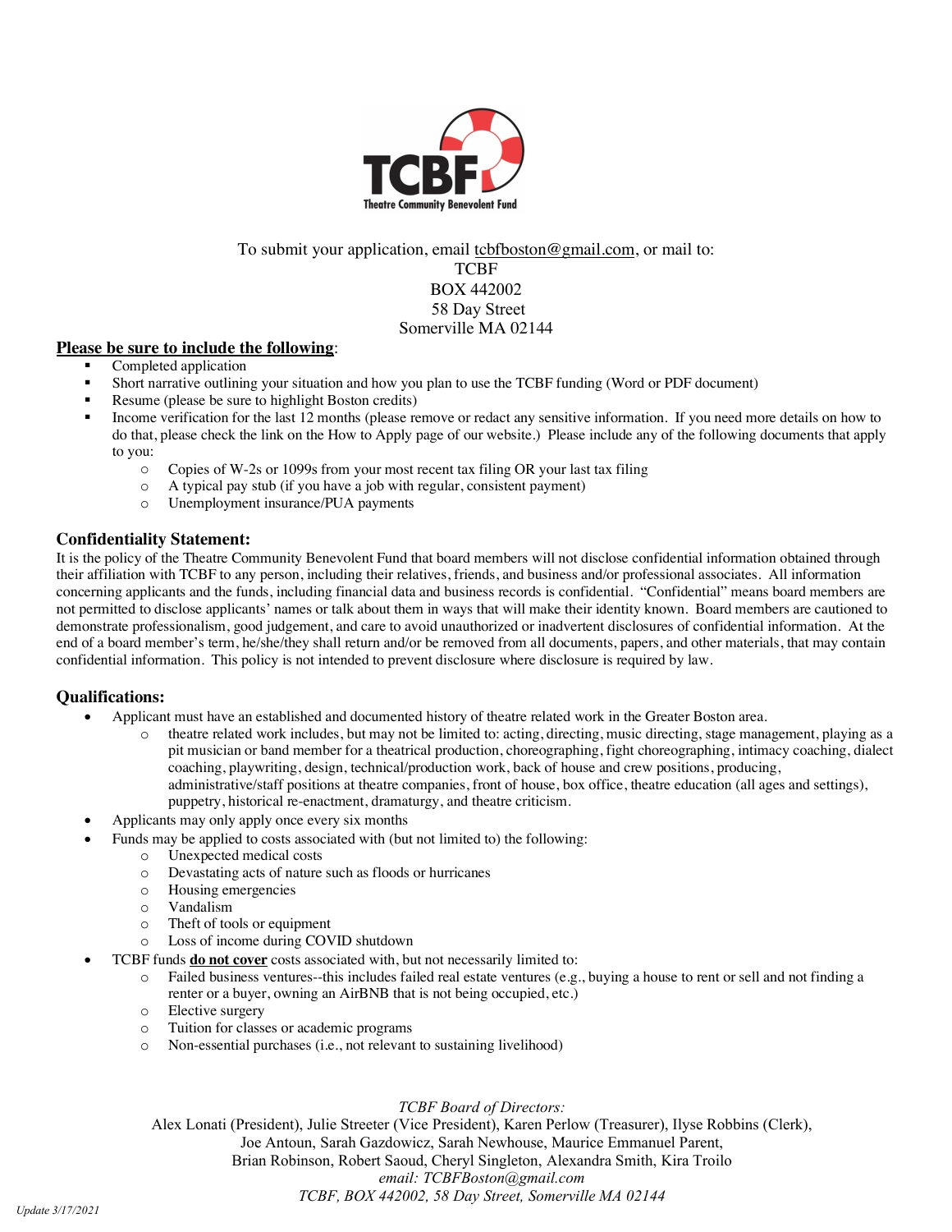TCBF
Theatre Community Benevolent Fund

To submit your application, email tcbfboston@gmail.com, or mail to:
TCBF
BOX 442002
58 Day Street
Somerville MA 02144

**Please be sure to include the following**:

- Completed application
- Short narrative outlining your situation and how you plan to use the TCBF funding (Word or PDF document)
- Resume (please be sure to highlight Boston credits)
- Income verification for the last 12 months (please remove or redact any sensitive information. If you need more details on how to do that, please check the link on the How to Apply page of our website.) Please include any of the following documents that apply to you:
  - Copies of W-2s or 1099s from your most recent tax filing OR your last tax filing
  - A typical pay stub (if you have a job with regular, consistent payment)
  - Unemployment insurance/PUA payments

## Confidentiality Statement:

It is the policy of the Theatre Community Benevolent Fund that board members will not disclose confidential information obtained through their affiliation with TCBF to any person, including their relatives, friends, and business and/or professional associates. All information concerning applicants and the funds, including financial data and business records is confidential. "Confidential" means board members are not permitted to disclose applicants' names or talk about them in ways that will make their identity known. Board members are cautioned to demonstrate professionalism, good judgement, and care to avoid unauthorized or inadvertent disclosures of confidential information. At the end of a board member's term, he/she/they shall return and/or be removed from all documents, papers, and other materials, that may contain confidential information. This policy is not intended to prevent disclosure where disclosure is required by law.

## Qualifications:

- Applicant must have an established and documented history of theatre related work in the Greater Boston area.
  - theatre related work includes, but may not be limited to: acting, directing, music directing, stage management, playing as a pit musician or band member for a theatrical production, choreographing, fight choreographing, intimacy coaching, dialect coaching, playwriting, design, technical/production work, back of house and crew positions, producing, administrative/staff positions at theatre companies, front of house, box office, theatre education (all ages and settings), puppetry, historical re-enactment, dramaturgy, and theatre criticism.
- Applicants may only apply once every six months
- Funds may be applied to costs associated with (but not limited to) the following:
  - Unexpected medical costs
  - Devastating acts of nature such as floods or hurricanes
  - Housing emergencies
  - Vandalism
  - Theft of tools or equipment
  - Loss of income during COVID shutdown
- TCBF funds **do not cover** costs associated with, but not necessarily limited to:
  - Failed business ventures--this includes failed real estate ventures (e.g., buying a house to rent or sell and not finding a renter or a buyer, owning an AirBNB that is not being occupied, etc.)
  - Elective surgery
  - Tuition for classes or academic programs
  - Non-essential purchases (i.e., not relevant to sustaining livelihood)

*TCBF Board of Directors:*
Alex Lonati (President), Julie Streeter (Vice President), Karen Perlow (Treasurer), Ilyse Robbins (Clerk),
Joe Antoun, Sarah Gazdowicz, Sarah Newhouse, Maurice Emmanuel Parent,
Brian Robinson, Robert Saoud, Cheryl Singleton, Alexandra Smith, Kira Troilo
*email: TCBFBoston@gmail.com*
*TCBF, BOX 442002, 58 Day Street, Somerville MA 02144*

*Update 3/17/2021*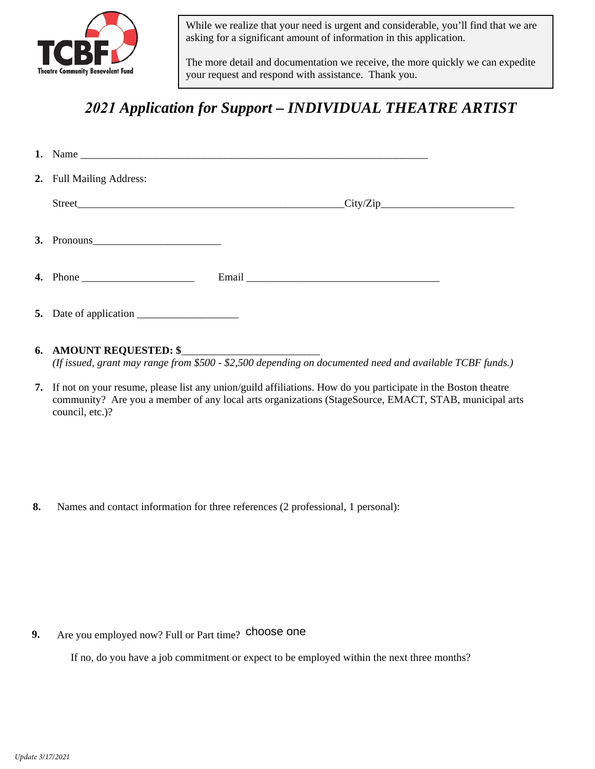TCBF Theatre Community Benevolent Fund

> While we realize that your need is urgent and considerable, you'll find that we are asking for a significant amount of information in this application.
>
> The more detail and documentation we receive, the more quickly we can expedite your request and respond with assistance. Thank you.

# *2021 Application for Support – INDIVIDUAL THEATRE ARTIST*

1. Name ___________________________________________________________________

2. Full Mailing Address:

   Street___________________________________________________City/Zip________________________

3. Pronouns________________________

4. Phone _____________________ Email ____________________________________

5. Date of application ___________________

6. **AMOUNT REQUESTED: $**_________________________
   *(If issued, grant may range from $500 - $2,500 depending on documented need and available TCBF funds.)*

7. If not on your resume, please list any union/guild affiliations. How do you participate in the Boston theatre community? Are you a member of any local arts organizations (StageSource, EMACT, STAB, municipal arts council, etc.)?

8. Names and contact information for three references (2 professional, 1 personal):

9. Are you employed now? Full or Part time? choose one

   If no, do you have a job commitment or expect to be employed within the next three months?

*Update 3/17/2021*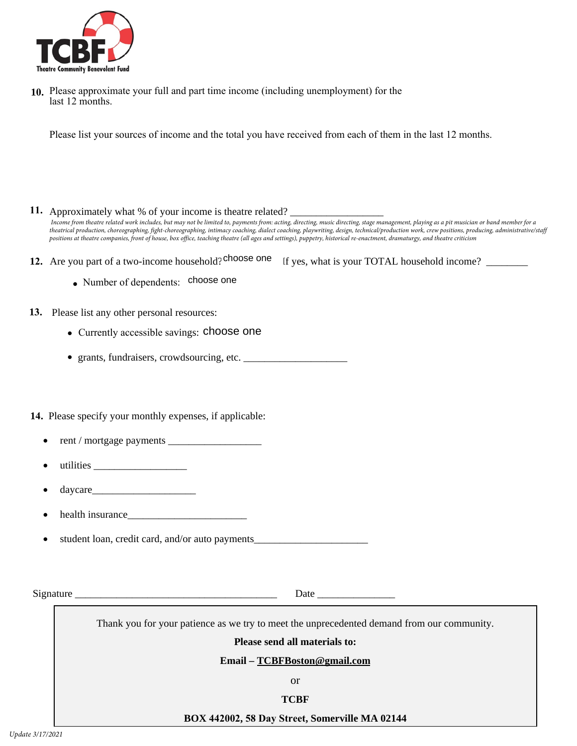**TCBF**
Theatre Community Benevolent Fund

**10.** Please approximate your full and part time income (including unemployment) for the last 12 months.

Please list your sources of income and the total you have received from each of them in the last 12 months.

**11.** Approximately what % of your income is theatre related? ___________________

*Income from theatre related work includes, but may not be limited to, payments from: acting, directing, music directing, stage management, playing as a pit musician or band member for a theatrical production, choreographing, fight-choreographing, intimacy coaching, dialect coaching, playwriting, design, technical/production work, crew positions, producing, administrative/staff positions at theatre companies, front of house, box office, teaching theatre (all ages and settings), puppetry, historical re-enactment, dramaturgy, and theatre criticism*

**12.** Are you part of a two-income household? choose one If yes, what is your TOTAL household income? ________

- Number of dependents: choose one

**13.** Please list any other personal resources:

- Currently accessible savings: choose one
- grants, fundraisers, crowdsourcing, etc. ____________________

**14.** Please specify your monthly expenses, if applicable:

- rent / mortgage payments __________________
- utilities __________________
- daycare____________________
- health insurance_______________________
- student loan, credit card, and/or auto payments______________________

Signature ________________________________________ Date _______________

Thank you for your patience as we try to meet the unprecedented demand from our community.

**Please send all materials to:**

**Email – TCBFBoston@gmail.com**

or

**TCBF**

**BOX 442002, 58 Day Street, Somerville MA 02144**

*Update 3/17/2021*